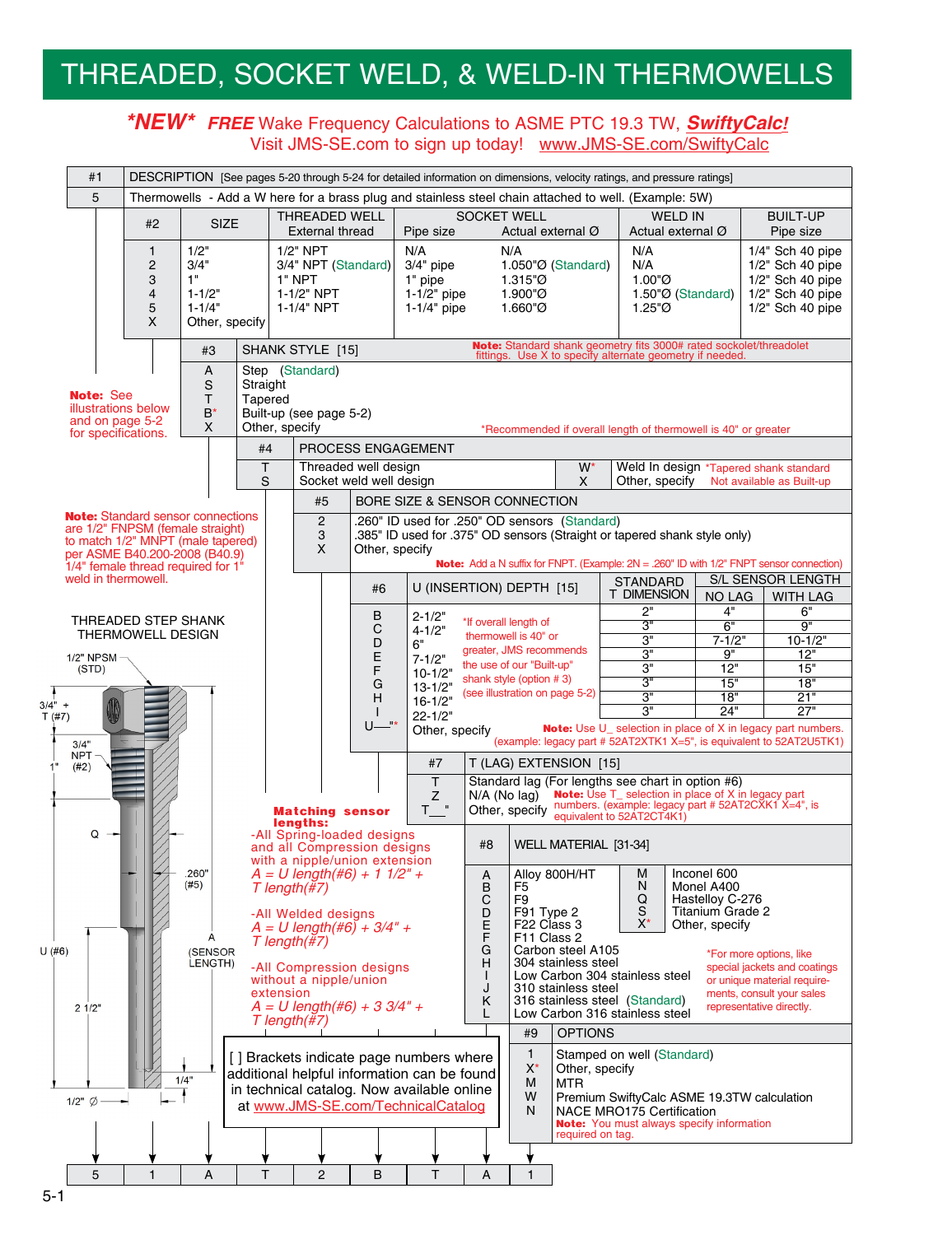# THREADED, SOCKET WELD, & WELD-IN THERMOWELLS

***NEW* FREE** Wake Frequency Calculations to ASME PTC 19.3 TW, ***SwiftyCalc!***
Visit JMS-SE.com to sign up today! www.JMS-SE.com/SwiftyCalc

| #1 | DESCRIPTION [See pages 5-20 through 5-24 for detailed information on dimensions, velocity ratings, and pressure ratings] |
|---|---|
| 5 | Thermowells - Add a W here for a brass plug and stainless steel chain attached to well. (Example: 5W) |

| #2 | SIZE | THREADED WELL External thread | SOCKET WELL Pipe size | SOCKET WELL Actual external Ø | WELD IN Actual external Ø | BUILT-UP Pipe size |
|---|---|---|---|---|---|---|
| 1 | 1/2" | 1/2" NPT | N/A | N/A | N/A | 1/4" Sch 40 pipe |
| 2 | 3/4" | 3/4" NPT (Standard) | 3/4" pipe | 1.050"Ø (Standard) | N/A | 1/2" Sch 40 pipe |
| 3 | 1" | 1" NPT | 1" pipe | 1.315"Ø | 1.00"Ø | 1/2" Sch 40 pipe |
| 4 | 1-1/2" | 1-1/2" NPT | 1-1/2" pipe | 1.900"Ø | 1.50"Ø (Standard) | 1/2" Sch 40 pipe |
| 5 | 1-1/4" | 1-1/4" NPT | 1-1/4" pipe | 1.660"Ø | 1.25"Ø | 1/2" Sch 40 pipe |
| X | Other, specify | | | | | |

| #3 | SHANK STYLE [15] |
|---|---|
| A | Step (Standard) |
| S | Straight |
| T | Tapered |
| B* | Built-up (see page 5-2) |
| X | Other, specify |

**Note:** Standard shank geometry fits 3000# rated sockolet/threadolet fittings. Use X to specify alternate geometry if needed.

*Recommended if overall length of thermowell is 40" or greater

**Note:** See illustrations below and on page 5-2 for specifications.

| #4 | PROCESS ENGAGEMENT | | |
|---|---|---|---|
| T | Threaded well design | W* | Weld In design *Tapered shank standard Not available as Built-up |
| S | Socket weld well design | X | Other, specify |

| #5 | BORE SIZE & SENSOR CONNECTION |
|---|---|
| 2 | .260" ID used for .250" OD sensors (Standard) |
| 3 | .385" ID used for .375" OD sensors (Straight or tapered shank style only) |
| X | Other, specify |

**Note:** Add a N suffix for FNPT. (Example: 2N = .260" ID with 1/2" FNPT sensor connection)

**Note:** Standard sensor connections are 1/2" FNPSM (female straight) to match 1/2" MNPT (male tapered) per ASME B40.200-2008 (B40.9) 1/4" female thread required for 1" weld in thermowell.

| #6 | U (INSERTION) DEPTH [15] | STANDARD T DIMENSION | S/L SENSOR LENGTH NO LAG | S/L SENSOR LENGTH WITH LAG |
|---|---|---|---|---|
| B | 2-1/2" | 2" | 4" | 6" |
| C | 4-1/2" | 3" | 6" | 9" |
| D | 6" | 3" | 7-1/2" | 10-1/2" |
| E | 7-1/2" | 3" | 9" | 12" |
| F | 10-1/2" | 3" | 12" | 15" |
| G | 13-1/2" | 3" | 15" | 18" |
| H | 16-1/2" | 3" | 18" | 21" |
| I | 22-1/2" | 3" | 24" | 27" |
| U__"* | Other, specify | | | |

*If overall length of thermowell is 40" or greater, JMS recommends the use of our "Built-up" shank style (option # 3) (see illustration on page 5-2)

**Note:** Use U_ selection in place of X in legacy part numbers. (example: legacy part # 52AT2XTK1 X=5", is equivalent to 52AT2U5TK1)

| #7 | T (LAG) EXTENSION [15] |
|---|---|
| T | Standard lag (For lengths see chart in option #6) |
| Z | N/A (No lag) |
| T__" | Other, specify |

**Note:** Use T_ selection in place of X in legacy part numbers. (example: legacy part # 52AT2CXK1 X=4", is equivalent to 52AT2CT4K1)

| #8 | WELL MATERIAL [31-34] | | |
|---|---|---|---|
| A | Alloy 800H/HT | M | Inconel 600 |
| B | F5 | N | Monel A400 |
| C | F9 | Q | Hastelloy C-276 |
| D | F91 Type 2 | S | Titanium Grade 2 |
| E | F22 Class 3 | X* | Other, specify |
| F | F11 Class 2 | | |
| G | Carbon steel A105 | | |
| H | 304 stainless steel | | |
| I | Low Carbon 304 stainless steel | | |
| J | 310 stainless steel | | |
| K | 316 stainless steel (Standard) | | |
| L | Low Carbon 316 stainless steel | | |

*For more options, like special jackets and coatings or unique material requirements, consult your sales representative directly.

| #9 | OPTIONS |
|---|---|
| 1 | Stamped on well (Standard) |
| X* | Other, specify |
| M | MTR |
| W | Premium SwiftyCalc ASME 19.3TW calculation |
| N | NACE MRO175 Certification |

**Note:** You must always specify information required on tag.

**Matching sensor lengths:**

-All Spring-loaded designs and all Compression designs with a nipple/union extension
*A = U length(#6) + 1 1/2" + T length(#7)*

-All Welded designs
*A = U length(#6) + 3/4" + T length(#7)*

-All Compression designs without a nipple/union extension
*A = U length(#6) + 3 3/4" + T length(#7)*

[ ] Brackets indicate page numbers where additional helpful information can be found in technical catalog. Now available online at www.JMS-SE.com/TechnicalCatalog

THREADED STEP SHANK THERMOWELL DESIGN

1/2" NPSM (STD); 3/4" + T (#7); 3/4" NPT; 1" (#2); Q; .260" (#5); A (SENSOR LENGTH); U (#6); 2 1/2"; 1/4"; 1/2" Ø

| 5 | 1 | A | T | 2 | B | T | A | 1 |
|---|---|---|---|---|---|---|---|---|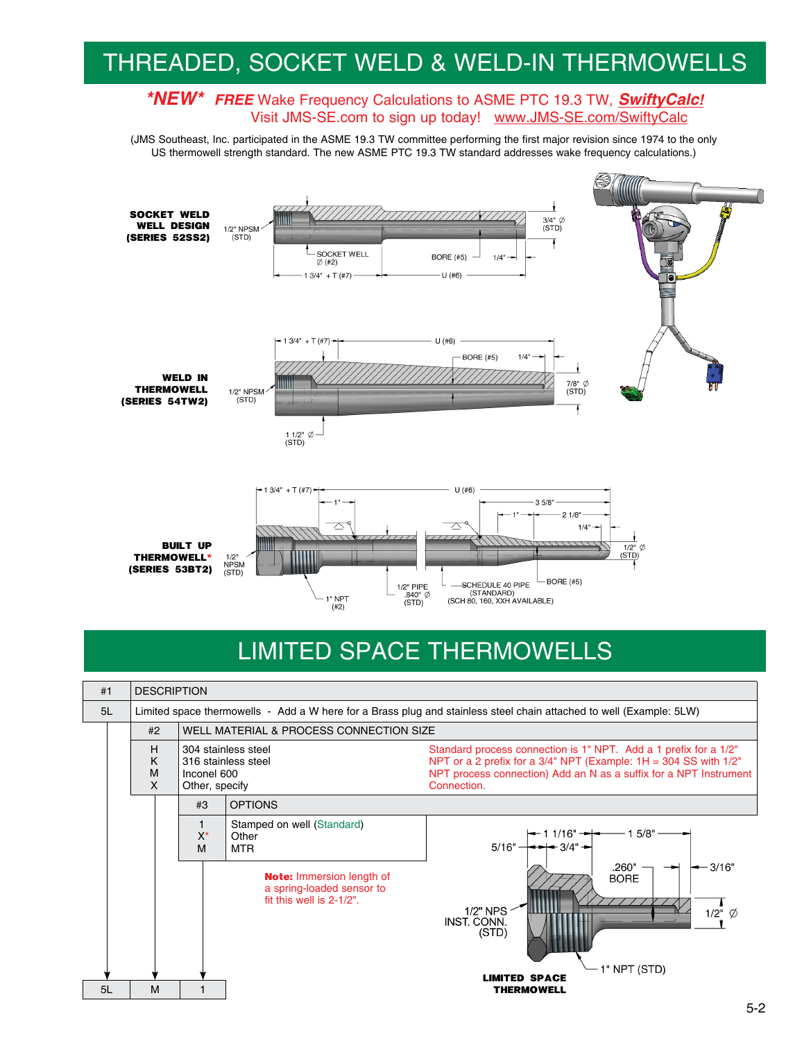# THREADED, SOCKET WELD & WELD-IN THERMOWELLS

***NEW*** ***FREE*** Wake Frequency Calculations to ASME PTC 19.3 TW, ***SwiftyCalc!***
Visit JMS-SE.com to sign up today! www.JMS-SE.com/SwiftyCalc

(JMS Southeast, Inc. participated in the ASME 19.3 TW committee performing the first major revision since 1974 to the only US thermowell strength standard. The new ASME PTC 19.3 TW standard addresses wake frequency calculations.)

**SOCKET WELD WELL DESIGN (SERIES 52SS2)**

1/2" NPSM (STD)
SOCKET WELL Ø (#2)
BORE (#5)
1/4"
3/4" Ø (STD)
1 3/4" + T (#7)
U (#6)

**WELD IN THERMOWELL (SERIES 54TW2)**

1 3/4" + T (#7)
U (#6)
BORE (#5)
1/4"
1/2" NPSM (STD)
7/8" Ø (STD)
1 1/2" Ø (STD)

**BUILT UP THERMOWELL* (SERIES 53BT2)**

1 3/4" + T (#7)
U (#6)
1"
3 5/8"
1"
2 1/8"
1/4"
1/2" NPSM (STD)
1" NPT (#2)
1/2" PIPE .840" Ø (STD)
SCHEDULE 40 PIPE (STANDARD) (SCH 80, 160, XXH AVAILABLE)
BORE (#5)
1/2" Ø (STD)

# LIMITED SPACE THERMOWELLS

| #1 | DESCRIPTION | | | |
|---|---|---|---|---|
| 5L | Limited space thermowells - Add a W here for a Brass plug and stainless steel chain attached to well (Example: 5LW) | | | |
| | #2 | WELL MATERIAL & PROCESS CONNECTION SIZE | | |
| | H<br>K<br>M<br>X | 304 stainless steel<br>316 stainless steel<br>Inconel 600<br>Other, specify | Standard process connection is 1" NPT. Add a 1 prefix for a 1/2" NPT or a 2 prefix for a 3/4" NPT (Example: 1H = 304 SS with 1/2" NPT process connection) Add an N as a suffix for a NPT Instrument Connection. | |
| | | #3 | OPTIONS | |
| | | 1<br>X*<br>M | Stamped on well (Standard)<br>Other<br>MTR | |
| 5L | M | 1 | | |

**Note:** Immersion length of a spring-loaded sensor to fit this well is 2-1/2".

1 1/16"
1 5/8"
5/16"
3/4"
.260" BORE
3/16"
1/2" NPS INST. CONN. (STD)
1/2" Ø
1" NPT (STD)

**LIMITED SPACE THERMOWELL**